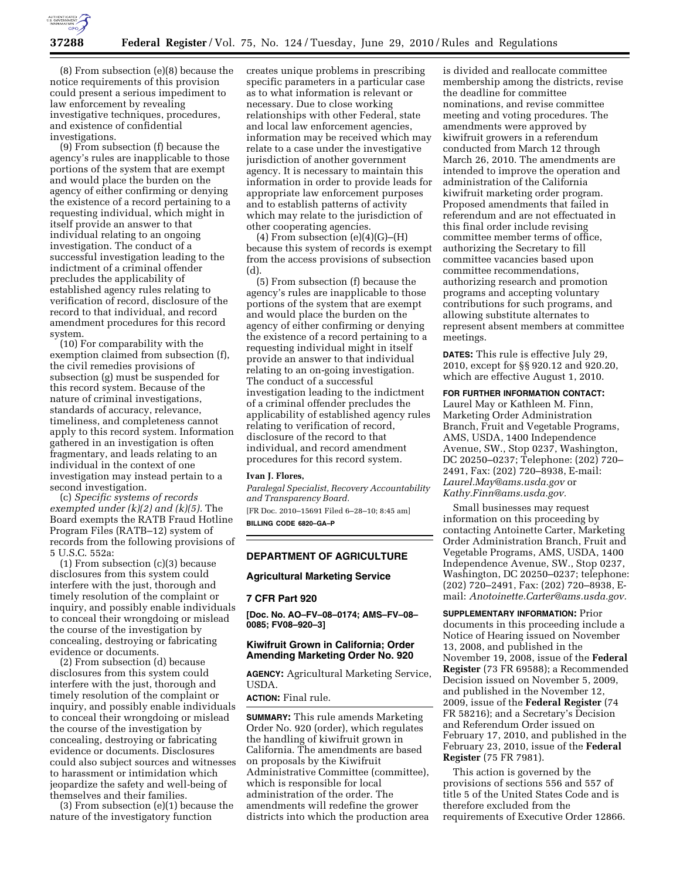(8) From subsection (e)(8) because the notice requirements of this provision could present a serious impediment to law enforcement by revealing investigative techniques, procedures, and existence of confidential investigations.

(9) From subsection (f) because the agency's rules are inapplicable to those portions of the system that are exempt and would place the burden on the agency of either confirming or denying the existence of a record pertaining to a requesting individual, which might in itself provide an answer to that individual relating to an ongoing investigation. The conduct of a successful investigation leading to the indictment of a criminal offender precludes the applicability of established agency rules relating to verification of record, disclosure of the record to that individual, and record amendment procedures for this record system.

(10) For comparability with the exemption claimed from subsection (f), the civil remedies provisions of subsection (g) must be suspended for this record system. Because of the nature of criminal investigations, standards of accuracy, relevance, timeliness, and completeness cannot apply to this record system. Information gathered in an investigation is often fragmentary, and leads relating to an individual in the context of one investigation may instead pertain to a second investigation.

(c) *Specific systems of records exempted under (k)(2) and (k)(5).* The Board exempts the RATB Fraud Hotline Program Files (RATB–12) system of records from the following provisions of 5 U.S.C. 552a:

(1) From subsection (c)(3) because disclosures from this system could interfere with the just, thorough and timely resolution of the complaint or inquiry, and possibly enable individuals to conceal their wrongdoing or mislead the course of the investigation by concealing, destroying or fabricating evidence or documents.

(2) From subsection (d) because disclosures from this system could interfere with the just, thorough and timely resolution of the complaint or inquiry, and possibly enable individuals to conceal their wrongdoing or mislead the course of the investigation by concealing, destroying or fabricating evidence or documents. Disclosures could also subject sources and witnesses to harassment or intimidation which jeopardize the safety and well-being of themselves and their families.

(3) From subsection (e)(1) because the nature of the investigatory function creates unique problems in prescribing specific parameters in a particular case as to what information is relevant or necessary. Due to close working relationships with other Federal, state and local law enforcement agencies, information may be received which may relate to a case under the investigative jurisdiction of another government agency. It is necessary to maintain this information in order to provide leads for appropriate law enforcement purposes and to establish patterns of activity which may relate to the jurisdiction of other cooperating agencies.

(4) From subsection (e)(4)(G)–(H) because this system of records is exempt from the access provisions of subsection (d).

(5) From subsection (f) because the agency's rules are inapplicable to those portions of the system that are exempt and would place the burden on the agency of either confirming or denying the existence of a record pertaining to a requesting individual might in itself provide an answer to that individual relating to an on-going investigation. The conduct of a successful investigation leading to the indictment of a criminal offender precludes the applicability of established agency rules relating to verification of record, disclosure of the record to that individual, and record amendment procedures for this record system.

**Ivan J. Flores,**

*Paralegal Specialist, Recovery Accountability and Transparency Board.*

[FR Doc. 2010–15691 Filed 6–28–10; 8:45 am]

**BILLING CODE 6820–GA–P**

## DEPARTMENT OF AGRICULTURE

### Agricultural Marketing Service

### 7 CFR Part 920

**[Doc. No. AO–FV–08–0174; AMS–FV–08–0085; FV08–920–3]**

### Kiwifruit Grown in California; Order Amending Marketing Order No. 920

**AGENCY:** Agricultural Marketing Service, USDA.

**ACTION:** Final rule.

**SUMMARY:** This rule amends Marketing Order No. 920 (order), which regulates the handling of kiwifruit grown in California. The amendments are based on proposals by the Kiwifruit Administrative Committee (committee), which is responsible for local administration of the order. The amendments will redefine the grower districts into which the production area is divided and reallocate committee membership among the districts, revise the deadline for committee nominations, and revise committee meeting and voting procedures. The amendments were approved by kiwifruit growers in a referendum conducted from March 12 through March 26, 2010. The amendments are intended to improve the operation and administration of the California kiwifruit marketing order program. Proposed amendments that failed in referendum and are not effectuated in this final order include revising committee member terms of office, authorizing the Secretary to fill committee vacancies based upon committee recommendations, authorizing research and promotion programs and accepting voluntary contributions for such programs, and allowing substitute alternates to represent absent members at committee meetings.

**DATES:** This rule is effective July 29, 2010, except for §§ 920.12 and 920.20, which are effective August 1, 2010.

**FOR FURTHER INFORMATION CONTACT:** Laurel May or Kathleen M. Finn, Marketing Order Administration Branch, Fruit and Vegetable Programs, AMS, USDA, 1400 Independence Avenue, SW., Stop 0237, Washington, DC 20250–0237; Telephone: (202) 720–2491, Fax: (202) 720–8938, E-mail: *Laurel.May@ams.usda.gov* or *Kathy.Finn@ams.usda.gov*.

Small businesses may request information on this proceeding by contacting Antoinette Carter, Marketing Order Administration Branch, Fruit and Vegetable Programs, AMS, USDA, 1400 Independence Avenue, SW., Stop 0237, Washington, DC 20250–0237; telephone: (202) 720–2491, Fax: (202) 720–8938, E-mail: *Anotoinette.Carter@ams.usda.gov.*

**SUPPLEMENTARY INFORMATION:** Prior documents in this proceeding include a Notice of Hearing issued on November 13, 2008, and published in the November 19, 2008, issue of the **Federal Register** (73 FR 69588); a Recommended Decision issued on November 5, 2009, and published in the November 12, 2009, issue of the **Federal Register** (74 FR 58216); and a Secretary's Decision and Referendum Order issued on February 17, 2010, and published in the February 23, 2010, issue of the **Federal Register** (75 FR 7981).

This action is governed by the provisions of sections 556 and 557 of title 5 of the United States Code and is therefore excluded from the requirements of Executive Order 12866.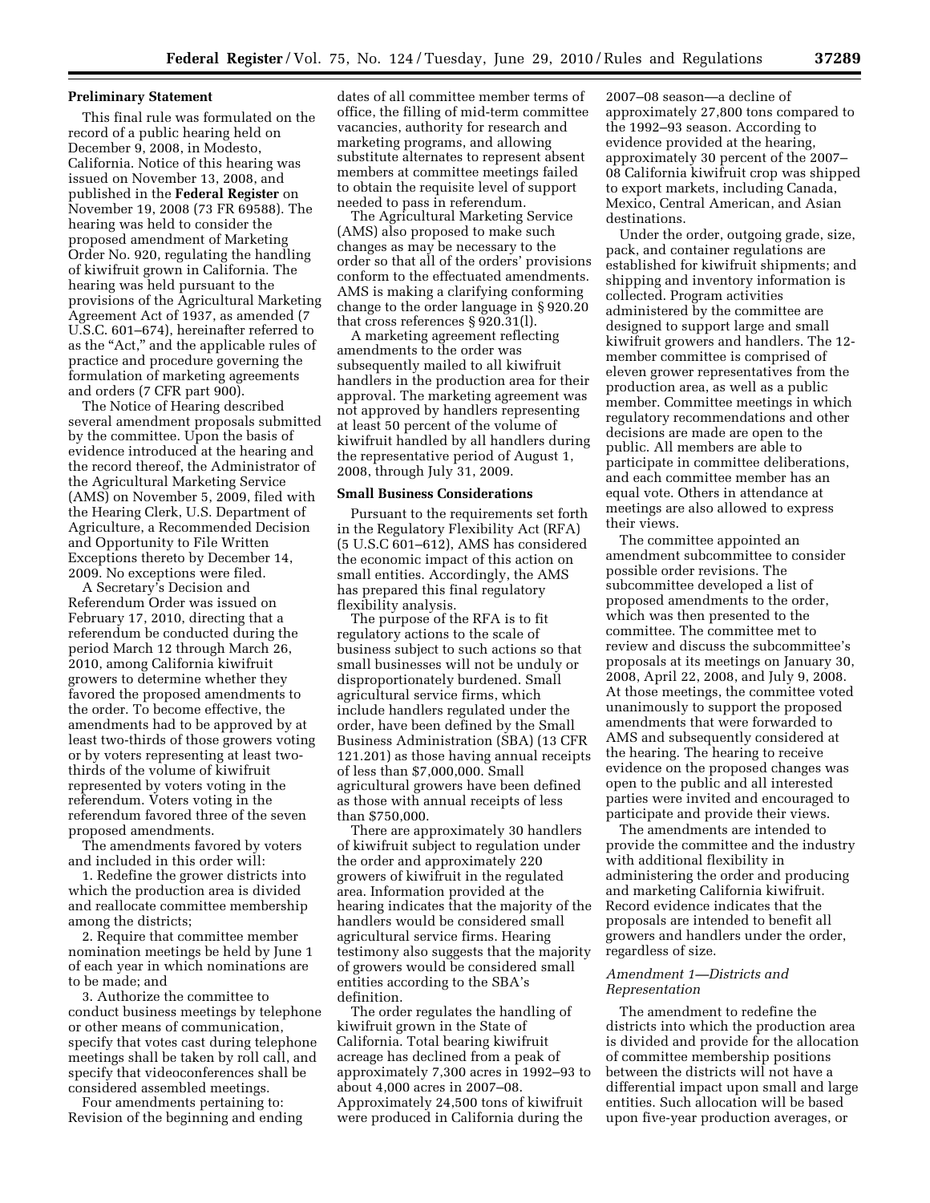## Preliminary Statement

This final rule was formulated on the record of a public hearing held on December 9, 2008, in Modesto, California. Notice of this hearing was issued on November 13, 2008, and published in the **Federal Register** on November 19, 2008 (73 FR 69588). The hearing was held to consider the proposed amendment of Marketing Order No. 920, regulating the handling of kiwifruit grown in California. The hearing was held pursuant to the provisions of the Agricultural Marketing Agreement Act of 1937, as amended (7 U.S.C. 601–674), hereinafter referred to as the "Act," and the applicable rules of practice and procedure governing the formulation of marketing agreements and orders (7 CFR part 900).

The Notice of Hearing described several amendment proposals submitted by the committee. Upon the basis of evidence introduced at the hearing and the record thereof, the Administrator of the Agricultural Marketing Service (AMS) on November 5, 2009, filed with the Hearing Clerk, U.S. Department of Agriculture, a Recommended Decision and Opportunity to File Written Exceptions thereto by December 14, 2009. No exceptions were filed.

A Secretary's Decision and Referendum Order was issued on February 17, 2010, directing that a referendum be conducted during the period March 12 through March 26, 2010, among California kiwifruit growers to determine whether they favored the proposed amendments to the order. To become effective, the amendments had to be approved by at least two-thirds of those growers voting or by voters representing at least two-thirds of the volume of kiwifruit represented by voters voting in the referendum. Voters voting in the referendum favored three of the seven proposed amendments.

The amendments favored by voters and included in this order will:

1. Redefine the grower districts into which the production area is divided and reallocate committee membership among the districts;
2. Require that committee member nomination meetings be held by June 1 of each year in which nominations are to be made; and
3. Authorize the committee to conduct business meetings by telephone or other means of communication, specify that votes cast during telephone meetings shall be taken by roll call, and specify that videoconferences shall be considered assembled meetings.

Four amendments pertaining to: Revision of the beginning and ending dates of all committee member terms of office, the filling of mid-term committee vacancies, authority for research and marketing programs, and allowing substitute alternates to represent absent members at committee meetings failed to obtain the requisite level of support needed to pass in referendum.

The Agricultural Marketing Service (AMS) also proposed to make such changes as may be necessary to the order so that all of the orders' provisions conform to the effectuated amendments. AMS is making a clarifying conforming change to the order language in § 920.20 that cross references § 920.31(l).

A marketing agreement reflecting amendments to the order was subsequently mailed to all kiwifruit handlers in the production area for their approval. The marketing agreement was not approved by handlers representing at least 50 percent of the volume of kiwifruit handled by all handlers during the representative period of August 1, 2008, through July 31, 2009.

## Small Business Considerations

Pursuant to the requirements set forth in the Regulatory Flexibility Act (RFA) (5 U.S.C 601–612), AMS has considered the economic impact of this action on small entities. Accordingly, the AMS has prepared this final regulatory flexibility analysis.

The purpose of the RFA is to fit regulatory actions to the scale of business subject to such actions so that small businesses will not be unduly or disproportionately burdened. Small agricultural service firms, which include handlers regulated under the order, have been defined by the Small Business Administration (SBA) (13 CFR 121.201) as those having annual receipts of less than $7,000,000. Small agricultural growers have been defined as those with annual receipts of less than $750,000.

There are approximately 30 handlers of kiwifruit subject to regulation under the order and approximately 220 growers of kiwifruit in the regulated area. Information provided at the hearing indicates that the majority of the handlers would be considered small agricultural service firms. Hearing testimony also suggests that the majority of growers would be considered small entities according to the SBA's definition.

The order regulates the handling of kiwifruit grown in the State of California. Total bearing kiwifruit acreage has declined from a peak of approximately 7,300 acres in 1992–93 to about 4,000 acres in 2007–08. Approximately 24,500 tons of kiwifruit were produced in California during the 2007–08 season—a decline of approximately 27,800 tons compared to the 1992–93 season. According to evidence provided at the hearing, approximately 30 percent of the 2007–08 California kiwifruit crop was shipped to export markets, including Canada, Mexico, Central American, and Asian destinations.

Under the order, outgoing grade, size, pack, and container regulations are established for kiwifruit shipments; and shipping and inventory information is collected. Program activities administered by the committee are designed to support large and small kiwifruit growers and handlers. The 12-member committee is comprised of eleven grower representatives from the production area, as well as a public member. Committee meetings in which regulatory recommendations and other decisions are made are open to the public. All members are able to participate in committee deliberations, and each committee member has an equal vote. Others in attendance at meetings are also allowed to express their views.

The committee appointed an amendment subcommittee to consider possible order revisions. The subcommittee developed a list of proposed amendments to the order, which was then presented to the committee. The committee met to review and discuss the subcommittee's proposals at its meetings on January 30, 2008, April 22, 2008, and July 9, 2008. At those meetings, the committee voted unanimously to support the proposed amendments that were forwarded to AMS and subsequently considered at the hearing. The hearing to receive evidence on the proposed changes was open to the public and all interested parties were invited and encouraged to participate and provide their views.

The amendments are intended to provide the committee and the industry with additional flexibility in administering the order and producing and marketing California kiwifruit. Record evidence indicates that the proposals are intended to benefit all growers and handlers under the order, regardless of size.

### *Amendment 1—Districts and Representation*

The amendment to redefine the districts into which the production area is divided and provide for the allocation of committee membership positions between the districts will not have a differential impact upon small and large entities. Such allocation will be based upon five-year production averages, or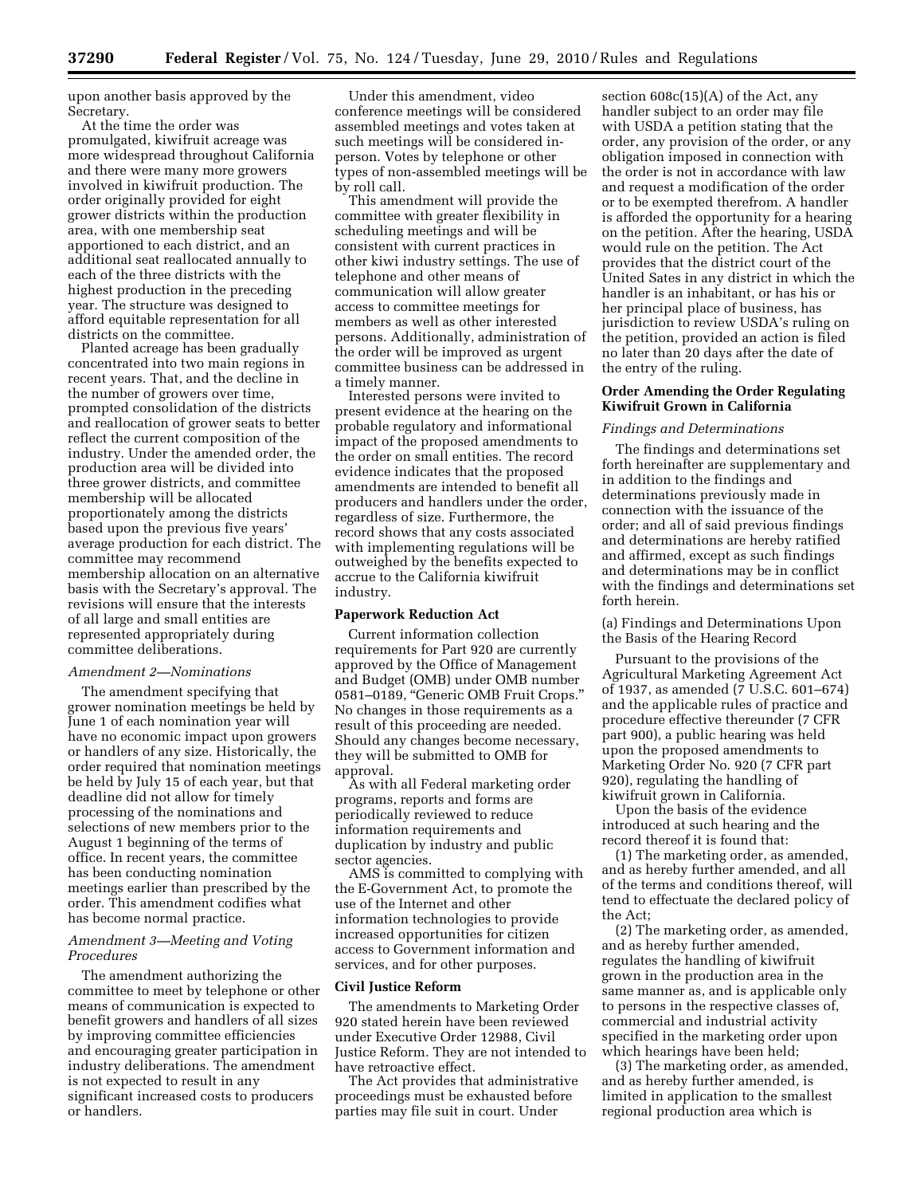upon another basis approved by the Secretary.

At the time the order was promulgated, kiwifruit acreage was more widespread throughout California and there were many more growers involved in kiwifruit production. The order originally provided for eight grower districts within the production area, with one membership seat apportioned to each district, and an additional seat reallocated annually to each of the three districts with the highest production in the preceding year. The structure was designed to afford equitable representation for all districts on the committee.

Planted acreage has been gradually concentrated into two main regions in recent years. That, and the decline in the number of growers over time, prompted consolidation of the districts and reallocation of grower seats to better reflect the current composition of the industry. Under the amended order, the production area will be divided into three grower districts, and committee membership will be allocated proportionately among the districts based upon the previous five years' average production for each district. The committee may recommend membership allocation on an alternative basis with the Secretary's approval. The revisions will ensure that the interests of all large and small entities are represented appropriately during committee deliberations.

*Amendment 2—Nominations*

The amendment specifying that grower nomination meetings be held by June 1 of each nomination year will have no economic impact upon growers or handlers of any size. Historically, the order required that nomination meetings be held by July 15 of each year, but that deadline did not allow for timely processing of the nominations and selections of new members prior to the August 1 beginning of the terms of office. In recent years, the committee has been conducting nomination meetings earlier than prescribed by the order. This amendment codifies what has become normal practice.

*Amendment 3—Meeting and Voting Procedures*

The amendment authorizing the committee to meet by telephone or other means of communication is expected to benefit growers and handlers of all sizes by improving committee efficiencies and encouraging greater participation in industry deliberations. The amendment is not expected to result in any significant increased costs to producers or handlers.

Under this amendment, video conference meetings will be considered assembled meetings and votes taken at such meetings will be considered in-person. Votes by telephone or other types of non-assembled meetings will be by roll call.

This amendment will provide the committee with greater flexibility in scheduling meetings and will be consistent with current practices in other kiwi industry settings. The use of telephone and other means of communication will allow greater access to committee meetings for members as well as other interested persons. Additionally, administration of the order will be improved as urgent committee business can be addressed in a timely manner.

Interested persons were invited to present evidence at the hearing on the probable regulatory and informational impact of the proposed amendments to the order on small entities. The record evidence indicates that the proposed amendments are intended to benefit all producers and handlers under the order, regardless of size. Furthermore, the record shows that any costs associated with implementing regulations will be outweighed by the benefits expected to accrue to the California kiwifruit industry.

**Paperwork Reduction Act**

Current information collection requirements for Part 920 are currently approved by the Office of Management and Budget (OMB) under OMB number 0581–0189, "Generic OMB Fruit Crops." No changes in those requirements as a result of this proceeding are needed. Should any changes become necessary, they will be submitted to OMB for approval.

As with all Federal marketing order programs, reports and forms are periodically reviewed to reduce information requirements and duplication by industry and public sector agencies.

AMS is committed to complying with the E-Government Act, to promote the use of the Internet and other information technologies to provide increased opportunities for citizen access to Government information and services, and for other purposes.

**Civil Justice Reform**

The amendments to Marketing Order 920 stated herein have been reviewed under Executive Order 12988, Civil Justice Reform. They are not intended to have retroactive effect.

The Act provides that administrative proceedings must be exhausted before parties may file suit in court. Under section 608c(15)(A) of the Act, any handler subject to an order may file with USDA a petition stating that the order, any provision of the order, or any obligation imposed in connection with the order is not in accordance with law and request a modification of the order or to be exempted therefrom. A handler is afforded the opportunity for a hearing on the petition. After the hearing, USDA would rule on the petition. The Act provides that the district court of the United Sates in any district in which the handler is an inhabitant, or has his or her principal place of business, has jurisdiction to review USDA's ruling on the petition, provided an action is filed no later than 20 days after the date of the entry of the ruling.

**Order Amending the Order Regulating Kiwifruit Grown in California**

*Findings and Determinations*

The findings and determinations set forth hereinafter are supplementary and in addition to the findings and determinations previously made in connection with the issuance of the order; and all of said previous findings and determinations are hereby ratified and affirmed, except as such findings and determinations may be in conflict with the findings and determinations set forth herein.

(a) Findings and Determinations Upon the Basis of the Hearing Record

Pursuant to the provisions of the Agricultural Marketing Agreement Act of 1937, as amended (7 U.S.C. 601–674) and the applicable rules of practice and procedure effective thereunder (7 CFR part 900), a public hearing was held upon the proposed amendments to Marketing Order No. 920 (7 CFR part 920), regulating the handling of kiwifruit grown in California.

Upon the basis of the evidence introduced at such hearing and the record thereof it is found that:

(1) The marketing order, as amended, and as hereby further amended, and all of the terms and conditions thereof, will tend to effectuate the declared policy of the Act;

(2) The marketing order, as amended, and as hereby further amended, regulates the handling of kiwifruit grown in the production area in the same manner as, and is applicable only to persons in the respective classes of, commercial and industrial activity specified in the marketing order upon which hearings have been held;

(3) The marketing order, as amended, and as hereby further amended, is limited in application to the smallest regional production area which is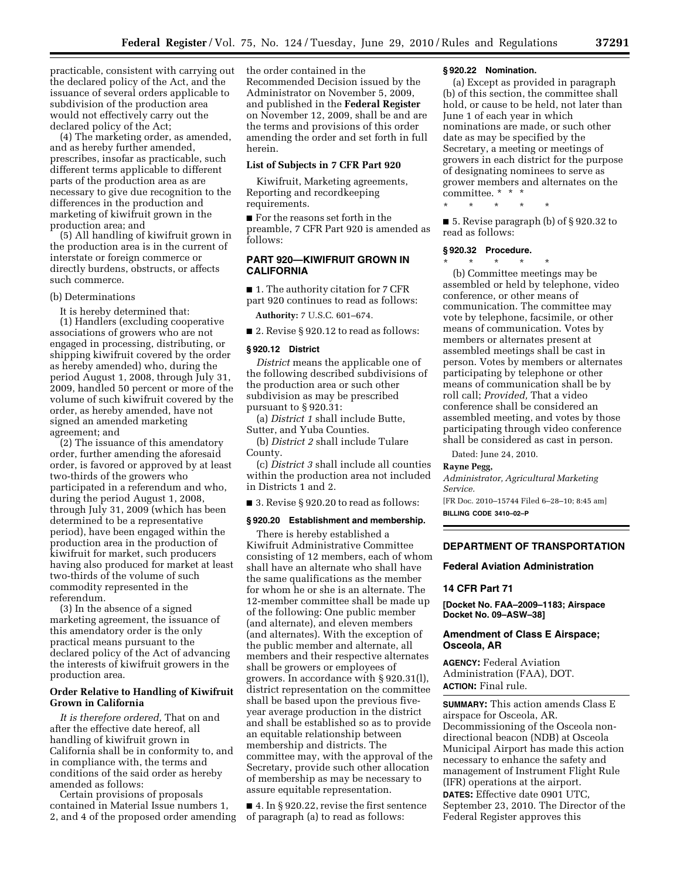practicable, consistent with carrying out the declared policy of the Act, and the issuance of several orders applicable to subdivision of the production area would not effectively carry out the declared policy of the Act;

(4) The marketing order, as amended, and as hereby further amended, prescribes, insofar as practicable, such different terms applicable to different parts of the production area as are necessary to give due recognition to the differences in the production and marketing of kiwifruit grown in the production area; and

(5) All handling of kiwifruit grown in the production area is in the current of interstate or foreign commerce or directly burdens, obstructs, or affects such commerce.

(b) Determinations

It is hereby determined that:

(1) Handlers (excluding cooperative associations of growers who are not engaged in processing, distributing, or shipping kiwifruit covered by the order as hereby amended) who, during the period August 1, 2008, through July 31, 2009, handled 50 percent or more of the volume of such kiwifruit covered by the order, as hereby amended, have not signed an amended marketing agreement; and

(2) The issuance of this amendatory order, further amending the aforesaid order, is favored or approved by at least two-thirds of the growers who participated in a referendum and who, during the period August 1, 2008, through July 31, 2009 (which has been determined to be a representative period), have been engaged within the production area in the production of kiwifruit for market, such producers having also produced for market at least two-thirds of the volume of such commodity represented in the referendum.

(3) In the absence of a signed marketing agreement, the issuance of this amendatory order is the only practical means pursuant to the declared policy of the Act of advancing the interests of kiwifruit growers in the production area.

### Order Relative to Handling of Kiwifruit Grown in California

*It is therefore ordered,* That on and after the effective date hereof, all handling of kiwifruit grown in California shall be in conformity to, and in compliance with, the terms and conditions of the said order as hereby amended as follows:

Certain provisions of proposals contained in Material Issue numbers 1, 2, and 4 of the proposed order amending the order contained in the Recommended Decision issued by the Administrator on November 5, 2009, and published in the **Federal Register** on November 12, 2009, shall be and are the terms and provisions of this order amending the order and set forth in full herein.

### List of Subjects in 7 CFR Part 920

Kiwifruit, Marketing agreements, Reporting and recordkeeping requirements.

■ For the reasons set forth in the preamble, 7 CFR Part 920 is amended as follows:

## PART 920—KIWIFRUIT GROWN IN CALIFORNIA

■ 1. The authority citation for 7 CFR part 920 continues to read as follows:

**Authority:** 7 U.S.C. 601–674.

■ 2. Revise § 920.12 to read as follows:

#### § 920.12 District

*District* means the applicable one of the following described subdivisions of the production area or such other subdivision as may be prescribed pursuant to § 920.31:

(a) *District 1* shall include Butte, Sutter, and Yuba Counties.

(b) *District 2* shall include Tulare County.

(c) *District 3* shall include all counties within the production area not included in Districts 1 and 2.

■ 3. Revise § 920.20 to read as follows:

#### § 920.20 Establishment and membership.

There is hereby established a Kiwifruit Administrative Committee consisting of 12 members, each of whom shall have an alternate who shall have the same qualifications as the member for whom he or she is an alternate. The 12-member committee shall be made up of the following: One public member (and alternate), and eleven members (and alternates). With the exception of the public member and alternate, all members and their respective alternates shall be growers or employees of growers. In accordance with § 920.31(l), district representation on the committee shall be based upon the previous five-year average production in the district and shall be established so as to provide an equitable relationship between membership and districts. The committee may, with the approval of the Secretary, provide such other allocation of membership as may be necessary to assure equitable representation.

■ 4. In § 920.22, revise the first sentence of paragraph (a) to read as follows:

#### § 920.22 Nomination.

(a) Except as provided in paragraph (b) of this section, the committee shall hold, or cause to be held, not later than June 1 of each year in which nominations are made, or such other date as may be specified by the Secretary, a meeting or meetings of growers in each district for the purpose of designating nominees to serve as grower members and alternates on the committee. * * *

\* \* \* \* \*

■ 5. Revise paragraph (b) of § 920.32 to read as follows:

#### § 920.32 Procedure.

\* \* \* \* \*

(b) Committee meetings may be assembled or held by telephone, video conference, or other means of communication. The committee may vote by telephone, facsimile, or other means of communication. Votes by members or alternates present at assembled meetings shall be cast in person. Votes by members or alternates participating by telephone or other means of communication shall be by roll call; *Provided,* That a video conference shall be considered an assembled meeting, and votes by those participating through video conference shall be considered as cast in person.

Dated: June 24, 2010.

**Rayne Pegg,**

*Administrator, Agricultural Marketing Service.*

[FR Doc. 2010–15744 Filed 6–28–10; 8:45 am]

**BILLING CODE 3410–02–P**

## DEPARTMENT OF TRANSPORTATION

### Federal Aviation Administration

### 14 CFR Part 71

**[Docket No. FAA–2009–1183; Airspace Docket No. 09–ASW–38]**

### Amendment of Class E Airspace; Osceola, AR

**AGENCY:** Federal Aviation Administration (FAA), DOT.

**ACTION:** Final rule.

**SUMMARY:** This action amends Class E airspace for Osceola, AR. Decommissioning of the Osceola non-directional beacon (NDB) at Osceola Municipal Airport has made this action necessary to enhance the safety and management of Instrument Flight Rule (IFR) operations at the airport.

**DATES:** Effective date 0901 UTC, September 23, 2010. The Director of the Federal Register approves this